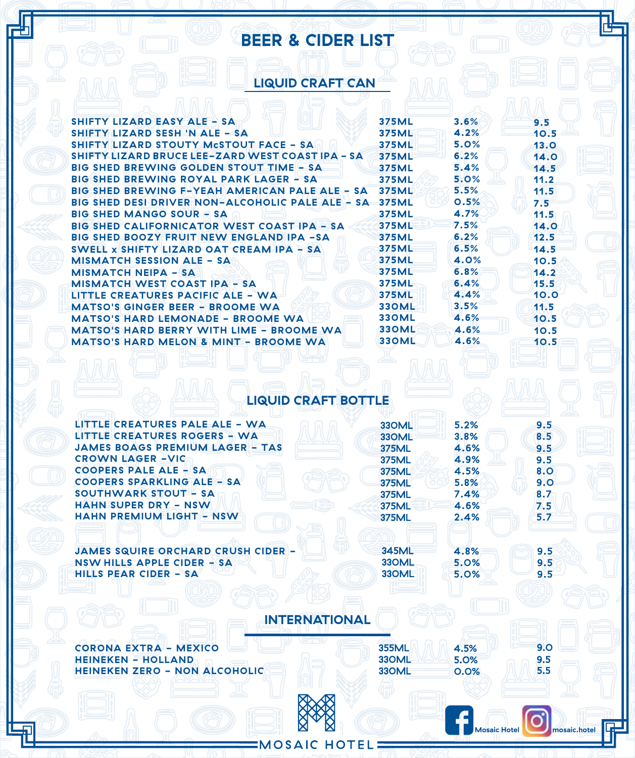# BEER & CIDER LIST

## LIQUID CRAFT CAN

| Item | Size | ABV | Price |
|---|---|---|---|
| SHIFTY LIZARD EASY ALE – SA | 375ML | 3.6% | 9.5 |
| SHIFTY LIZARD SESH 'N ALE – SA | 375ML | 4.2% | 10.5 |
| SHIFTY LIZARD STOUTY McSTOUT FACE – SA | 375ML | 5.0% | 13.0 |
| SHIFTY LIZARD BRUCE LEE-ZARD WEST COAST IPA – SA | 375ML | 6.2% | 14.0 |
| BIG SHED BREWING GOLDEN STOUT TIME – SA | 375ML | 5.4% | 14.5 |
| BIG SHED BREWING ROYAL PARK LAGER – SA | 375ML | 5.0% | 11.2 |
| BIG SHED BREWING F-YEAH AMERICAN PALE ALE – SA | 375ML | 5.5% | 11.5 |
| BIG SHED DESI DRIVER NON-ALCOHOLIC PALE ALE – SA | 375ML | 0.5% | 7.5 |
| BIG SHED MANGO SOUR – SA | 375ML | 4.7% | 11.5 |
| BIG SHED CALIFORNICATOR WEST COAST IPA – SA | 375ML | 7.5% | 14.0 |
| BIG SHED BOOZY FRUIT NEW ENGLAND IPA –SA | 375ML | 6.2% | 12.5 |
| SWELL x SHIFTY LIZARD OAT CREAM IPA – SA | 375ML | 6.5% | 14.5 |
| MISMATCH SESSION ALE – SA | 375ML | 4.0% | 10.5 |
| MISMATCH NEIPA – SA | 375ML | 6.8% | 14.2 |
| MISMATCH WEST COAST IPA – SA | 375ML | 6.4% | 15.5 |
| LITTLE CREATURES PACIFIC ALE – WA | 375ML | 4.4% | 10.0 |
| MATSO'S GINGER BEER – BROOME WA | 330ML | 3.5% | 11.5 |
| MATSO'S HARD LEMONADE – BROOME WA | 330ML | 4.6% | 10.5 |
| MATSO'S HARD BERRY WITH LIME – BROOME WA | 330ML | 4.6% | 10.5 |
| MATSO'S HARD MELON & MINT – BROOME WA | 330ML | 4.6% | 10.5 |

## LIQUID CRAFT BOTTLE

| Item | Size | ABV | Price |
|---|---|---|---|
| LITTLE CREATURES PALE ALE – WA | 330ML | 5.2% | 9.5 |
| LITTLE CREATURES ROGERS – WA | 330ML | 3.8% | 8.5 |
| JAMES BOAGS PREMIUM LAGER – TAS | 375ML | 4.6% | 9.5 |
| CROWN LAGER –VIC | 375ML | 4.9% | 9.5 |
| COOPERS PALE ALE – SA | 375ML | 4.5% | 8.0 |
| COOPERS SPARKLING ALE – SA | 375ML | 5.8% | 9.0 |
| SOUTHWARK STOUT – SA | 375ML | 7.4% | 8.7 |
| HAHN SUPER DRY – NSW | 375ML | 4.6% | 7.5 |
| HAHN PREMIUM LIGHT – NSW | 375ML | 2.4% | 5.7 |
| JAMES SQUIRE ORCHARD CRUSH CIDER – NSW | 345ML | 4.8% | 9.5 |
| HILLS APPLE CIDER – SA | 330ML | 5.0% | 9.5 |
| HILLS PEAR CIDER – SA | 330ML | 5.0% | 9.5 |

## INTERNATIONAL

| Item | Size | ABV | Price |
|---|---|---|---|
| CORONA EXTRA – MEXICO | 355ML | 4.5% | 9.0 |
| HEINEKEN – HOLLAND | 330ML | 5.0% | 9.5 |
| HEINEKEN ZERO – NON ALCOHOLIC | 330ML | 0.0% | 5.5 |

MOSAIC HOTEL

Mosaic Hotel | mosaic.hotel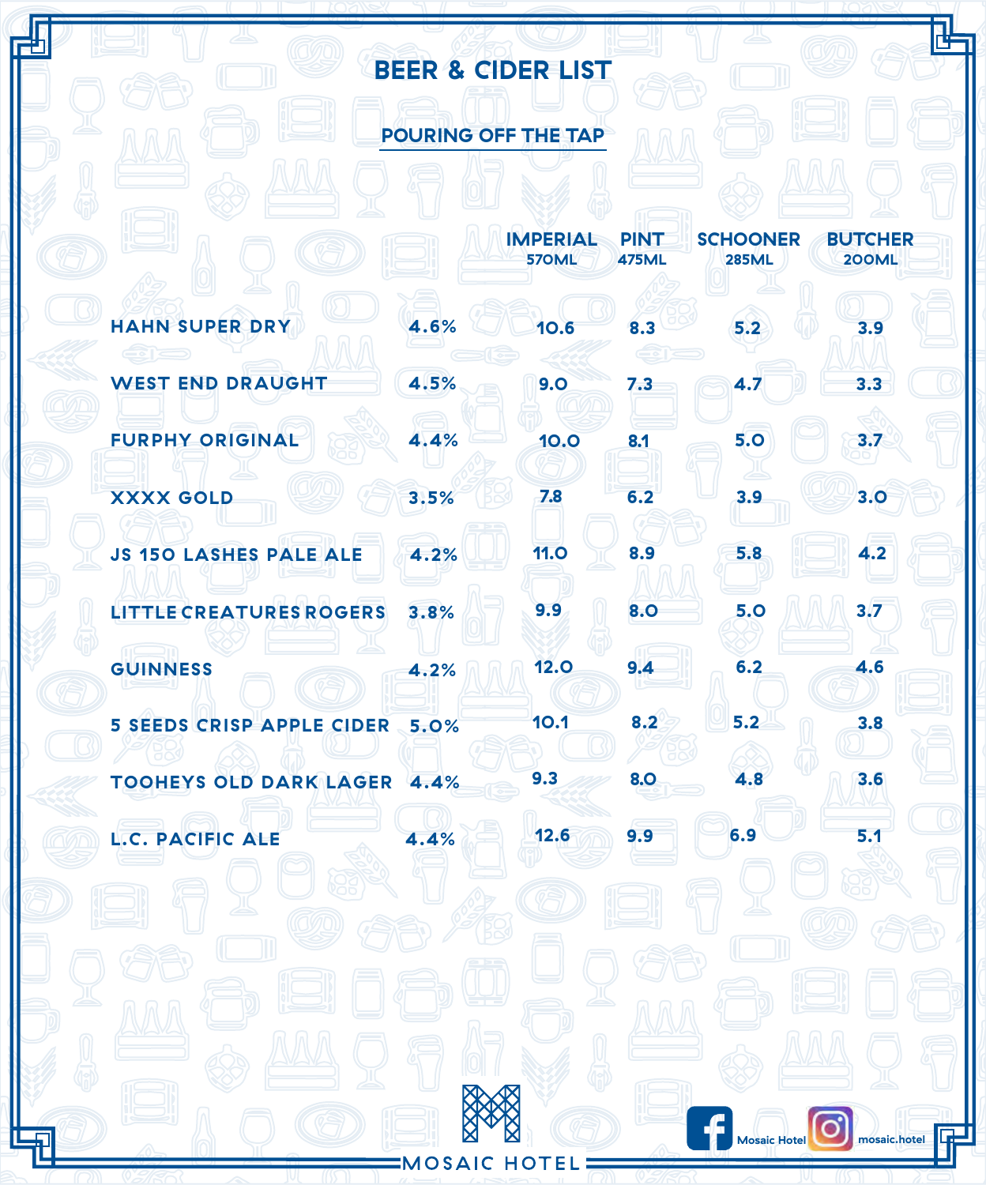# BEER & CIDER LIST

## POURING OFF THE TAP

| | | IMPERIAL 570ML | PINT 475ML | SCHOONER 285ML | BUTCHER 200ML |
|---|---|---|---|---|---|
| HAHN SUPER DRY | 4.6% | 10.6 | 8.3 | 5.2 | 3.9 |
| WEST END DRAUGHT | 4.5% | 9.0 | 7.3 | 4.7 | 3.3 |
| FURPHY ORIGINAL | 4.4% | 10.0 | 8.1 | 5.0 | 3.7 |
| XXXX GOLD | 3.5% | 7.8 | 6.2 | 3.9 | 3.0 |
| JS 150 LASHES PALE ALE | 4.2% | 11.0 | 8.9 | 5.8 | 4.2 |
| LITTLE CREATURES ROGERS | 3.8% | 9.9 | 8.0 | 5.0 | 3.7 |
| GUINNESS | 4.2% | 12.0 | 9.4 | 6.2 | 4.6 |
| 5 SEEDS CRISP APPLE CIDER | 5.0% | 10.1 | 8.2 | 5.2 | 3.8 |
| TOOHEYS OLD DARK LAGER | 4.4% | 9.3 | 8.0 | 4.8 | 3.6 |
| L.C. PACIFIC ALE | 4.4% | 12.6 | 9.9 | 6.9 | 5.1 |

MOSAIC HOTEL

Mosaic Hotel

mosaic.hotel